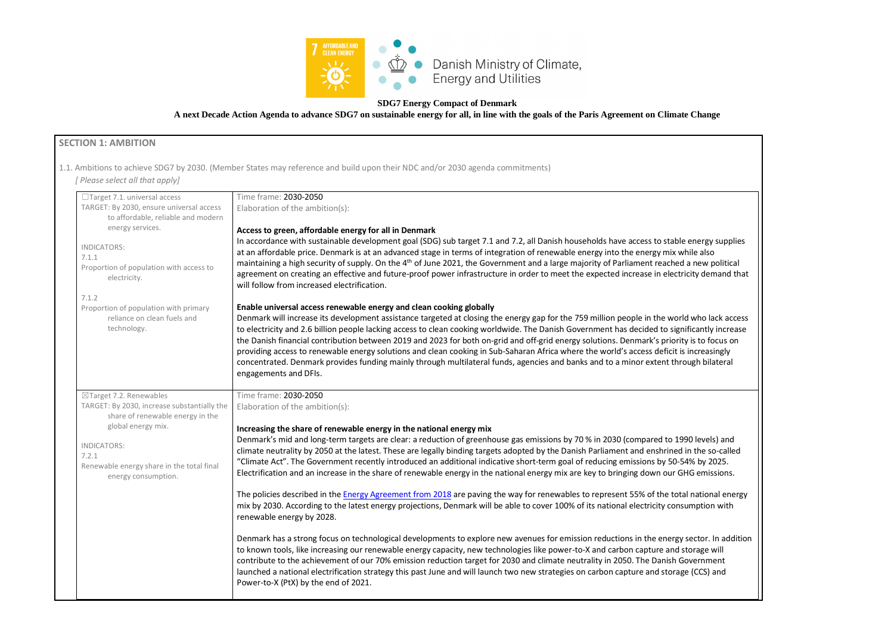**SDG7 Energy Compact of Denmark**

**A next Decade Action Agenda to advance SDG7 on sustainable energy for all, in line with the goals of the Paris Agreement on Climate Change**

## SECTION 1: AMBITION

1.1. Ambitions to achieve SDG7 by 2030. (Member States may reference and build upon their NDC and/or 2030 agenda commitments)

*[ Please select all that apply]*

| Target | Ambition |
|---|---|
| ☐Target 7.1. universal access<br>TARGET: By 2030, ensure universal access to affordable, reliable and modern energy services.<br><br>INDICATORS:<br>7.1.1<br>Proportion of population with access to electricity.<br><br>7.1.2<br>Proportion of population with primary reliance on clean fuels and technology. | Time frame: 2030-2050<br>Elaboration of the ambition(s):<br><br>**Access to green, affordable energy for all in Denmark**<br>In accordance with sustainable development goal (SDG) sub target 7.1 and 7.2, all Danish households have access to stable energy supplies at an affordable price. Denmark is at an advanced stage in terms of integration of renewable energy into the energy mix while also maintaining a high security of supply. On the 4th of June 2021, the Government and a large majority of Parliament reached a new political agreement on creating an effective and future-proof power infrastructure in order to meet the expected increase in electricity demand that will follow from increased electrification.<br><br>**Enable universal access renewable energy and clean cooking globally**<br>Denmark will increase its development assistance targeted at closing the energy gap for the 759 million people in the world who lack access to electricity and 2.6 billion people lacking access to clean cooking worldwide. The Danish Government has decided to significantly increase the Danish financial contribution between 2019 and 2023 for both on-grid and off-grid energy solutions. Denmark's priority is to focus on providing access to renewable energy solutions and clean cooking in Sub-Saharan Africa where the world's access deficit is increasingly concentrated. Denmark provides funding mainly through multilateral funds, agencies and banks and to a minor extent through bilateral engagements and DFIs. |
| ☒Target 7.2. Renewables<br>TARGET: By 2030, increase substantially the share of renewable energy in the global energy mix.<br><br>INDICATORS:<br>7.2.1<br>Renewable energy share in the total final energy consumption. | Time frame: 2030-2050<br>Elaboration of the ambition(s):<br><br>**Increasing the share of renewable energy in the national energy mix**<br>Denmark's mid and long-term targets are clear: a reduction of greenhouse gas emissions by 70 % in 2030 (compared to 1990 levels) and climate neutrality by 2050 at the latest. These are legally binding targets adopted by the Danish Parliament and enshrined in the so-called "Climate Act". The Government recently introduced an additional indicative short-term goal of reducing emissions by 50-54% by 2025. Electrification and an increase in the share of renewable energy in the national energy mix are key to bringing down our GHG emissions.<br><br>The policies described in the Energy Agreement from 2018 are paving the way for renewables to represent 55% of the total national energy mix by 2030. According to the latest energy projections, Denmark will be able to cover 100% of its national electricity consumption with renewable energy by 2028.<br><br>Denmark has a strong focus on technological developments to explore new avenues for emission reductions in the energy sector. In addition to known tools, like increasing our renewable energy capacity, new technologies like power-to-X and carbon capture and storage will contribute to the achievement of our 70% emission reduction target for 2030 and climate neutrality in 2050. The Danish Government launched a national electrification strategy this past June and will launch two new strategies on carbon capture and storage (CCS) and Power-to-X (PtX) by the end of 2021. |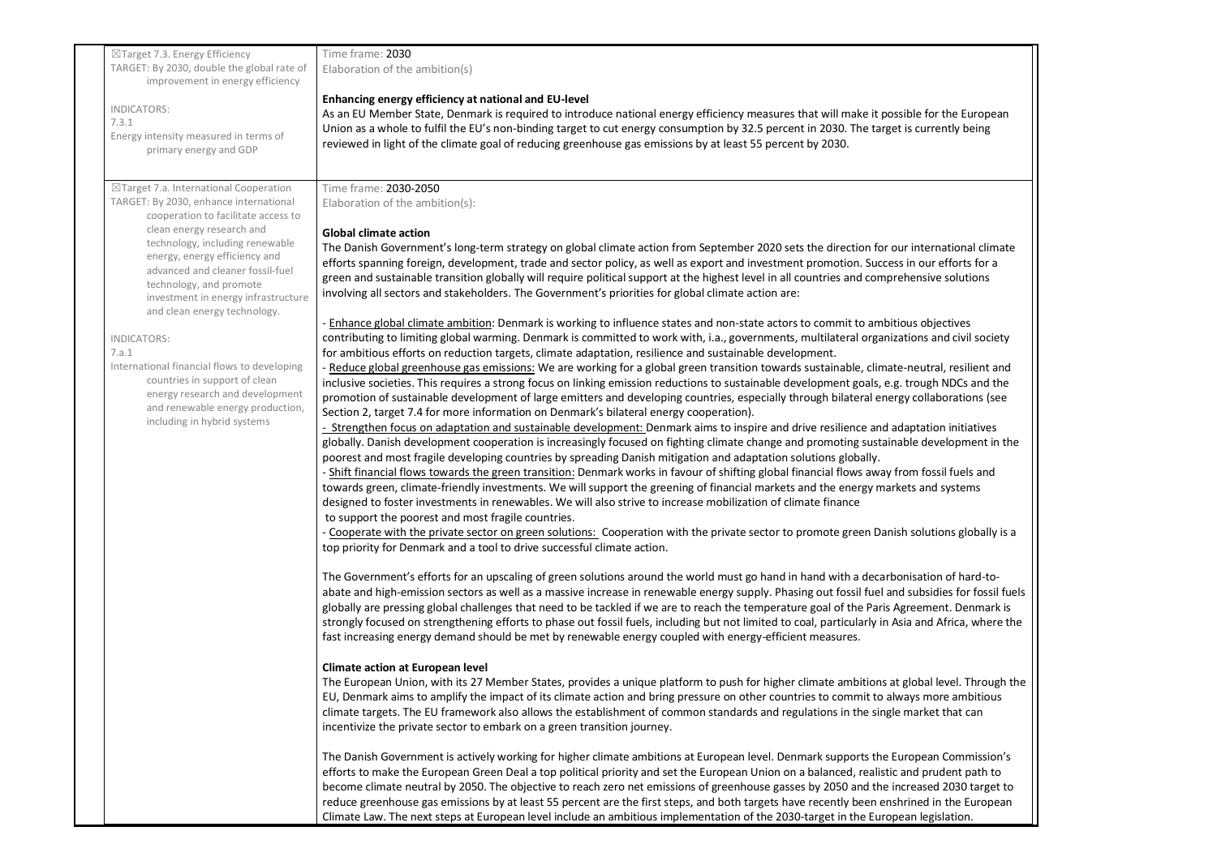| | |
|---|---|
| ☒Target 7.3. Energy Efficiency<br>TARGET: By 2030, double the global rate of improvement in energy efficiency<br><br>INDICATORS:<br>7.3.1<br>Energy intensity measured in terms of primary energy and GDP | Time frame: **2030**<br>Elaboration of the ambition(s)<br><br>**Enhancing energy efficiency at national and EU-level**<br>As an EU Member State, Denmark is required to introduce national energy efficiency measures that will make it possible for the European Union as a whole to fulfil the EU's non-binding target to cut energy consumption by 32.5 percent in 2030. The target is currently being reviewed in light of the climate goal of reducing greenhouse gas emissions by at least 55 percent by 2030. |
| ☒Target 7.a. International Cooperation<br>TARGET: By 2030, enhance international cooperation to facilitate access to clean energy research and technology, including renewable energy, energy efficiency and advanced and cleaner fossil-fuel technology, and promote investment in energy infrastructure and clean energy technology.<br><br>INDICATORS:<br>7.a.1<br>International financial flows to developing countries in support of clean energy research and development and renewable energy production, including in hybrid systems | Time frame: **2030-2050**<br>Elaboration of the ambition(s):<br><br>**Global climate action**<br>The Danish Government's long-term strategy on global climate action from September 2020 sets the direction for our international climate efforts spanning foreign, development, trade and sector policy, as well as export and investment promotion. Success in our efforts for a green and sustainable transition globally will require political support at the highest level in all countries and comprehensive solutions involving all sectors and stakeholders. The Government's priorities for global climate action are:<br><br>- <u>Enhance global climate ambition</u>: Denmark is working to influence states and non-state actors to commit to ambitious objectives contributing to limiting global warming. Denmark is committed to work with, i.a., governments, multilateral organizations and civil society for ambitious efforts on reduction targets, climate adaptation, resilience and sustainable development.<br>- <u>Reduce global greenhouse gas emissions:</u> We are working for a global green transition towards sustainable, climate-neutral, resilient and inclusive societies. This requires a strong focus on linking emission reductions to sustainable development goals, e.g. trough NDCs and the promotion of sustainable development of large emitters and developing countries, especially through bilateral energy collaborations (see Section 2, target 7.4 for more information on Denmark's bilateral energy cooperation).<br>- <u>Strengthen focus on adaptation and sustainable development:</u> Denmark aims to inspire and drive resilience and adaptation initiatives globally. Danish development cooperation is increasingly focused on fighting climate change and promoting sustainable development in the poorest and most fragile developing countries by spreading Danish mitigation and adaptation solutions globally.<br>- <u>Shift financial flows towards the green transition:</u> Denmark works in favour of shifting global financial flows away from fossil fuels and towards green, climate-friendly investments. We will support the greening of financial markets and the energy markets and systems designed to foster investments in renewables. We will also strive to increase mobilization of climate finance to support the poorest and most fragile countries.<br>- <u>Cooperate with the private sector on green solutions:</u> Cooperation with the private sector to promote green Danish solutions globally is a top priority for Denmark and a tool to drive successful climate action.<br><br>The Government's efforts for an upscaling of green solutions around the world must go hand in hand with a decarbonisation of hard-to-abate and high-emission sectors as well as a massive increase in renewable energy supply. Phasing out fossil fuel and subsidies for fossil fuels globally are pressing global challenges that need to be tackled if we are to reach the temperature goal of the Paris Agreement. Denmark is strongly focused on strengthening efforts to phase out fossil fuels, including but not limited to coal, particularly in Asia and Africa, where the fast increasing energy demand should be met by renewable energy coupled with energy-efficient measures.<br><br>**Climate action at European level**<br>The European Union, with its 27 Member States, provides a unique platform to push for higher climate ambitions at global level. Through the EU, Denmark aims to amplify the impact of its climate action and bring pressure on other countries to commit to always more ambitious climate targets. The EU framework also allows the establishment of common standards and regulations in the single market that can incentivize the private sector to embark on a green transition journey.<br><br>The Danish Government is actively working for higher climate ambitions at European level. Denmark supports the European Commission's efforts to make the European Green Deal a top political priority and set the European Union on a balanced, realistic and prudent path to become climate neutral by 2050. The objective to reach zero net emissions of greenhouse gasses by 2050 and the increased 2030 target to reduce greenhouse gas emissions by at least 55 percent are the first steps, and both targets have recently been enshrined in the European Climate Law. The next steps at European level include an ambitious implementation of the 2030-target in the European legislation. |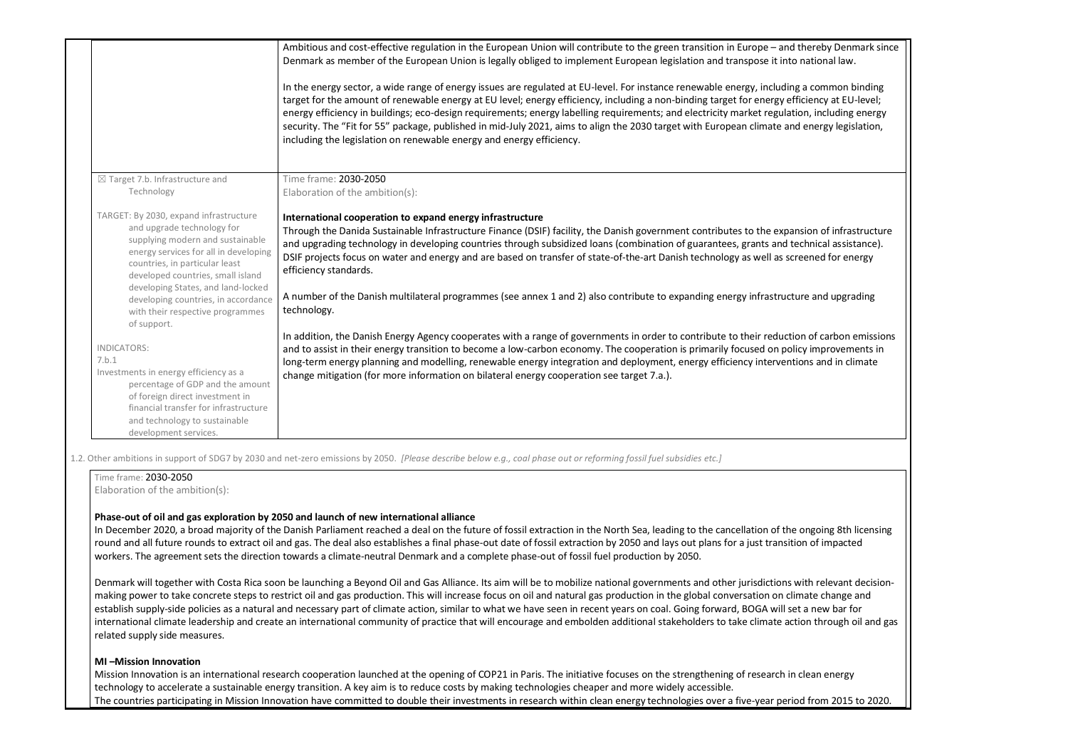| | |
|---|---|
| | Ambitious and cost-effective regulation in the European Union will contribute to the green transition in Europe – and thereby Denmark since Denmark as member of the European Union is legally obliged to implement European legislation and transpose it into national law.<br><br>In the energy sector, a wide range of energy issues are regulated at EU-level. For instance renewable energy, including a common binding target for the amount of renewable energy at EU level; energy efficiency, including a non-binding target for energy efficiency at EU-level; energy efficiency in buildings; eco-design requirements; energy labelling requirements; and electricity market regulation, including energy security. The "Fit for 55" package, published in mid-July 2021, aims to align the 2030 target with European climate and energy legislation, including the legislation on renewable energy and energy efficiency. |
| ☒ Target 7.b. Infrastructure and Technology<br><br>TARGET: By 2030, expand infrastructure and upgrade technology for supplying modern and sustainable energy services for all in developing countries, in particular least developed countries, small island developing States, and land-locked developing countries, in accordance with their respective programmes of support.<br><br>INDICATORS:<br>7.b.1<br>Investments in energy efficiency as a percentage of GDP and the amount of foreign direct investment in financial transfer for infrastructure and technology to sustainable development services. | Time frame: **2030-2050**<br>Elaboration of the ambition(s):<br><br>**International cooperation to expand energy infrastructure**<br>Through the Danida Sustainable Infrastructure Finance (DSIF) facility, the Danish government contributes to the expansion of infrastructure and upgrading technology in developing countries through subsidized loans (combination of guarantees, grants and technical assistance). DSIF projects focus on water and energy and are based on transfer of state-of-the-art Danish technology as well as screened for energy efficiency standards.<br><br>A number of the Danish multilateral programmes (see annex 1 and 2) also contribute to expanding energy infrastructure and upgrading technology.<br><br>In addition, the Danish Energy Agency cooperates with a range of governments in order to contribute to their reduction of carbon emissions and to assist in their energy transition to become a low-carbon economy. The cooperation is primarily focused on policy improvements in long-term energy planning and modelling, renewable energy integration and deployment, energy efficiency interventions and in climate change mitigation (for more information on bilateral energy cooperation see target 7.a.). |

1.2. Other ambitions in support of SDG7 by 2030 and net-zero emissions by 2050. *[Please describe below e.g., coal phase out or reforming fossil fuel subsidies etc.]*

Time frame: **2030-2050**
Elaboration of the ambition(s):

**Phase-out of oil and gas exploration by 2050 and launch of new international alliance**
In December 2020, a broad majority of the Danish Parliament reached a deal on the future of fossil extraction in the North Sea, leading to the cancellation of the ongoing 8th licensing round and all future rounds to extract oil and gas. The deal also establishes a final phase-out date of fossil extraction by 2050 and lays out plans for a just transition of impacted workers. The agreement sets the direction towards a climate-neutral Denmark and a complete phase-out of fossil fuel production by 2050.

Denmark will together with Costa Rica soon be launching a Beyond Oil and Gas Alliance. Its aim will be to mobilize national governments and other jurisdictions with relevant decision-making power to take concrete steps to restrict oil and gas production. This will increase focus on oil and natural gas production in the global conversation on climate change and establish supply-side policies as a natural and necessary part of climate action, similar to what we have seen in recent years on coal. Going forward, BOGA will set a new bar for international climate leadership and create an international community of practice that will encourage and embolden additional stakeholders to take climate action through oil and gas related supply side measures.

**MI –Mission Innovation**
Mission Innovation is an international research cooperation launched at the opening of COP21 in Paris. The initiative focuses on the strengthening of research in clean energy technology to accelerate a sustainable energy transition. A key aim is to reduce costs by making technologies cheaper and more widely accessible.
The countries participating in Mission Innovation have committed to double their investments in research within clean energy technologies over a five-year period from 2015 to 2020.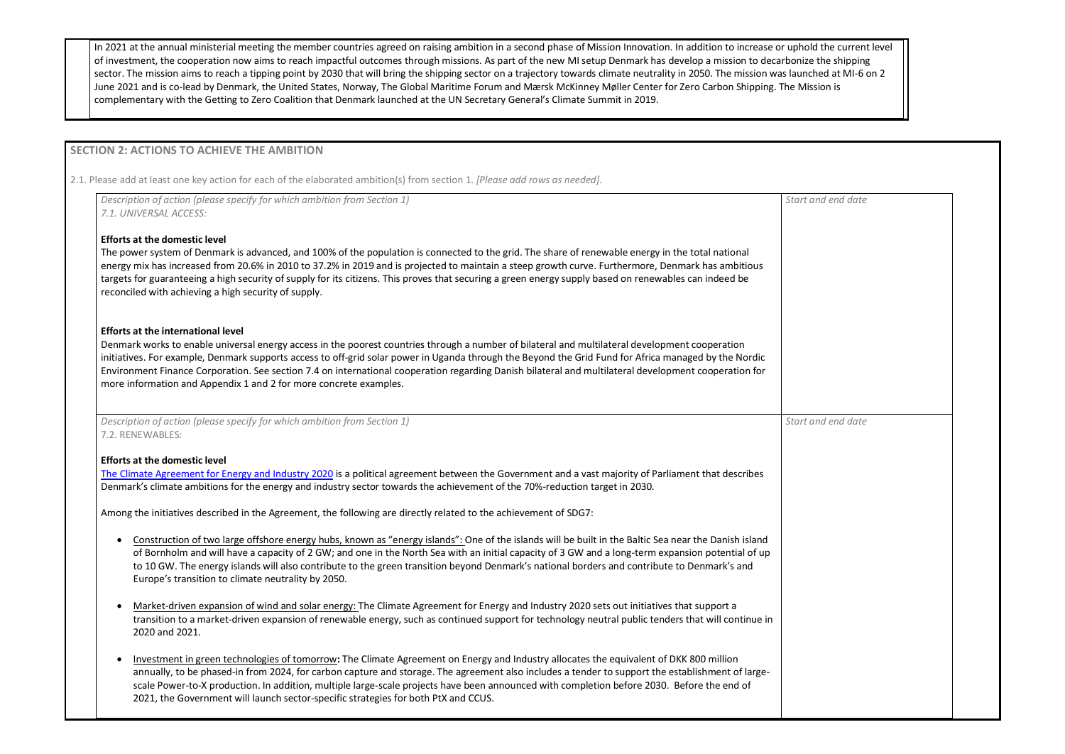In 2021 at the annual ministerial meeting the member countries agreed on raising ambition in a second phase of Mission Innovation. In addition to increase or uphold the current level of investment, the cooperation now aims to reach impactful outcomes through missions. As part of the new MI setup Denmark has develop a mission to decarbonize the shipping sector. The mission aims to reach a tipping point by 2030 that will bring the shipping sector on a trajectory towards climate neutrality in 2050. The mission was launched at MI-6 on 2 June 2021 and is co-lead by Denmark, the United States, Norway, The Global Maritime Forum and Mærsk McKinney Møller Center for Zero Carbon Shipping. The Mission is complementary with the Getting to Zero Coalition that Denmark launched at the UN Secretary General's Climate Summit in 2019.

## SECTION 2: ACTIONS TO ACHIEVE THE AMBITION

2.1. Please add at least one key action for each of the elaborated ambition(s) from section 1. *[Please add rows as needed].*

| *Description of action (please specify for which ambition from Section 1)* | *Start and end date* |
| --- | --- |
| *7.1. UNIVERSAL ACCESS:*<br><br>**Efforts at the domestic level**<br>The power system of Denmark is advanced, and 100% of the population is connected to the grid. The share of renewable energy in the total national energy mix has increased from 20.6% in 2010 to 37.2% in 2019 and is projected to maintain a steep growth curve. Furthermore, Denmark has ambitious targets for guaranteeing a high security of supply for its citizens. This proves that securing a green energy supply based on renewables can indeed be reconciled with achieving a high security of supply.<br><br>**Efforts at the international level**<br>Denmark works to enable universal energy access in the poorest countries through a number of bilateral and multilateral development cooperation initiatives. For example, Denmark supports access to off-grid solar power in Uganda through the Beyond the Grid Fund for Africa managed by the Nordic Environment Finance Corporation. See section 7.4 on international cooperation regarding Danish bilateral and multilateral development cooperation for more information and Appendix 1 and 2 for more concrete examples. | |
| *Description of action (please specify for which ambition from Section 1)* | *Start and end date* |
| 7.2. RENEWABLES:<br><br>**Efforts at the domestic level**<br>The Climate Agreement for Energy and Industry 2020 is a political agreement between the Government and a vast majority of Parliament that describes Denmark's climate ambitions for the energy and industry sector towards the achievement of the 70%-reduction target in 2030.<br><br>Among the initiatives described in the Agreement, the following are directly related to the achievement of SDG7:<br><br>• Construction of two large offshore energy hubs, known as "energy islands": One of the islands will be built in the Baltic Sea near the Danish island of Bornholm and will have a capacity of 2 GW; and one in the North Sea with an initial capacity of 3 GW and a long-term expansion potential of up to 10 GW. The energy islands will also contribute to the green transition beyond Denmark's national borders and contribute to Denmark's and Europe's transition to climate neutrality by 2050.<br><br>• Market-driven expansion of wind and solar energy: The Climate Agreement for Energy and Industry 2020 sets out initiatives that support a transition to a market-driven expansion of renewable energy, such as continued support for technology neutral public tenders that will continue in 2020 and 2021.<br><br>• Investment in green technologies of tomorrow**:** The Climate Agreement on Energy and Industry allocates the equivalent of DKK 800 million annually, to be phased-in from 2024, for carbon capture and storage. The agreement also includes a tender to support the establishment of large-scale Power-to-X production. In addition, multiple large-scale projects have been announced with completion before 2030. Before the end of 2021, the Government will launch sector-specific strategies for both PtX and CCUS. | |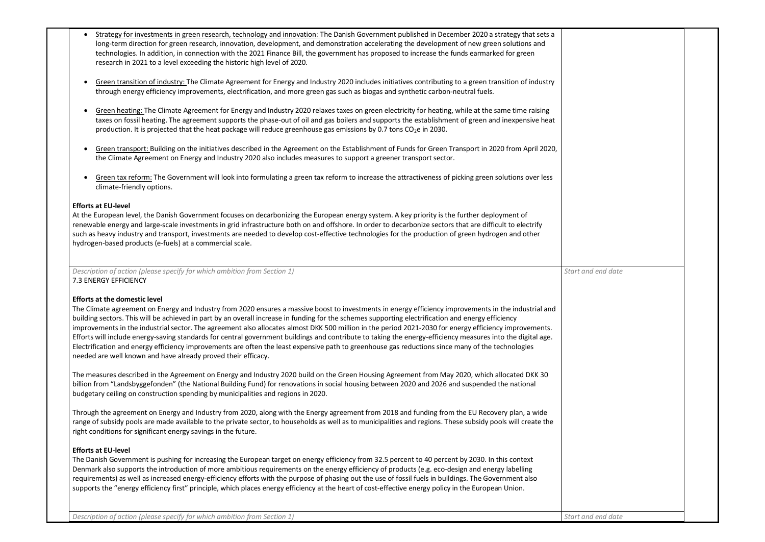| | |
|---|---|
| - <u>Strategy for investments in green research, technology and innovation</u>: The Danish Government published in December 2020 a strategy that sets a long-term direction for green research, innovation, development, and demonstration accelerating the development of new green solutions and technologies. In addition, in connection with the 2021 Finance Bill, the government has proposed to increase the funds earmarked for green research in 2021 to a level exceeding the historic high level of 2020.<br><br>- <u>Green transition of industry:</u> The Climate Agreement for Energy and Industry 2020 includes initiatives contributing to a green transition of industry through energy efficiency improvements, electrification, and more green gas such as biogas and synthetic carbon-neutral fuels.<br><br>- <u>Green heating:</u> The Climate Agreement for Energy and Industry 2020 relaxes taxes on green electricity for heating, while at the same time raising taxes on fossil heating. The agreement supports the phase-out of oil and gas boilers and supports the establishment of green and inexpensive heat production. It is projected that the heat package will reduce greenhouse gas emissions by 0.7 tons $CO_2$e in 2030.<br><br>- <u>Green transport:</u> Building on the initiatives described in the Agreement on the Establishment of Funds for Green Transport in 2020 from April 2020, the Climate Agreement on Energy and Industry 2020 also includes measures to support a greener transport sector.<br><br>- <u>Green tax reform:</u> The Government will look into formulating a green tax reform to increase the attractiveness of picking green solutions over less climate-friendly options.<br><br>**Efforts at EU-level**<br>At the European level, the Danish Government focuses on decarbonizing the European energy system. A key priority is the further deployment of renewable energy and large-scale investments in grid infrastructure both on and offshore. In order to decarbonize sectors that are difficult to electrify such as heavy industry and transport, investments are needed to develop cost-effective technologies for the production of green hydrogen and other hydrogen-based products (e-fuels) at a commercial scale. | |
| *Description of action (please specify for which ambition from Section 1)*<br>7.3 ENERGY EFFICIENCY<br><br>**Efforts at the domestic level**<br>The Climate agreement on Energy and Industry from 2020 ensures a massive boost to investments in energy efficiency improvements in the industrial and building sectors. This will be achieved in part by an overall increase in funding for the schemes supporting electrification and energy efficiency improvements in the industrial sector. The agreement also allocates almost DKK 500 million in the period 2021-2030 for energy efficiency improvements. Efforts will include energy-saving standards for central government buildings and contribute to taking the energy-efficiency measures into the digital age. Electrification and energy efficiency improvements are often the least expensive path to greenhouse gas reductions since many of the technologies needed are well known and have already proved their efficacy.<br><br>The measures described in the Agreement on Energy and Industry 2020 build on the Green Housing Agreement from May 2020, which allocated DKK 30 billion from "Landsbyggefonden" (the National Building Fund) for renovations in social housing between 2020 and 2026 and suspended the national budgetary ceiling on construction spending by municipalities and regions in 2020.<br><br>Through the agreement on Energy and Industry from 2020, along with the Energy agreement from 2018 and funding from the EU Recovery plan, a wide range of subsidy pools are made available to the private sector, to households as well as to municipalities and regions. These subsidy pools will create the right conditions for significant energy savings in the future.<br><br>**Efforts at EU-level**<br>The Danish Government is pushing for increasing the European target on energy efficiency from 32.5 percent to 40 percent by 2030. In this context Denmark also supports the introduction of more ambitious requirements on the energy efficiency of products (e.g. eco-design and energy labelling requirements) as well as increased energy-efficiency efforts with the purpose of phasing out the use of fossil fuels in buildings. The Government also supports the "energy efficiency first" principle, which places energy efficiency at the heart of cost-effective energy policy in the European Union. | *Start and end date* |
| *Description of action (please specify for which ambition from Section 1)* | *Start and end date* |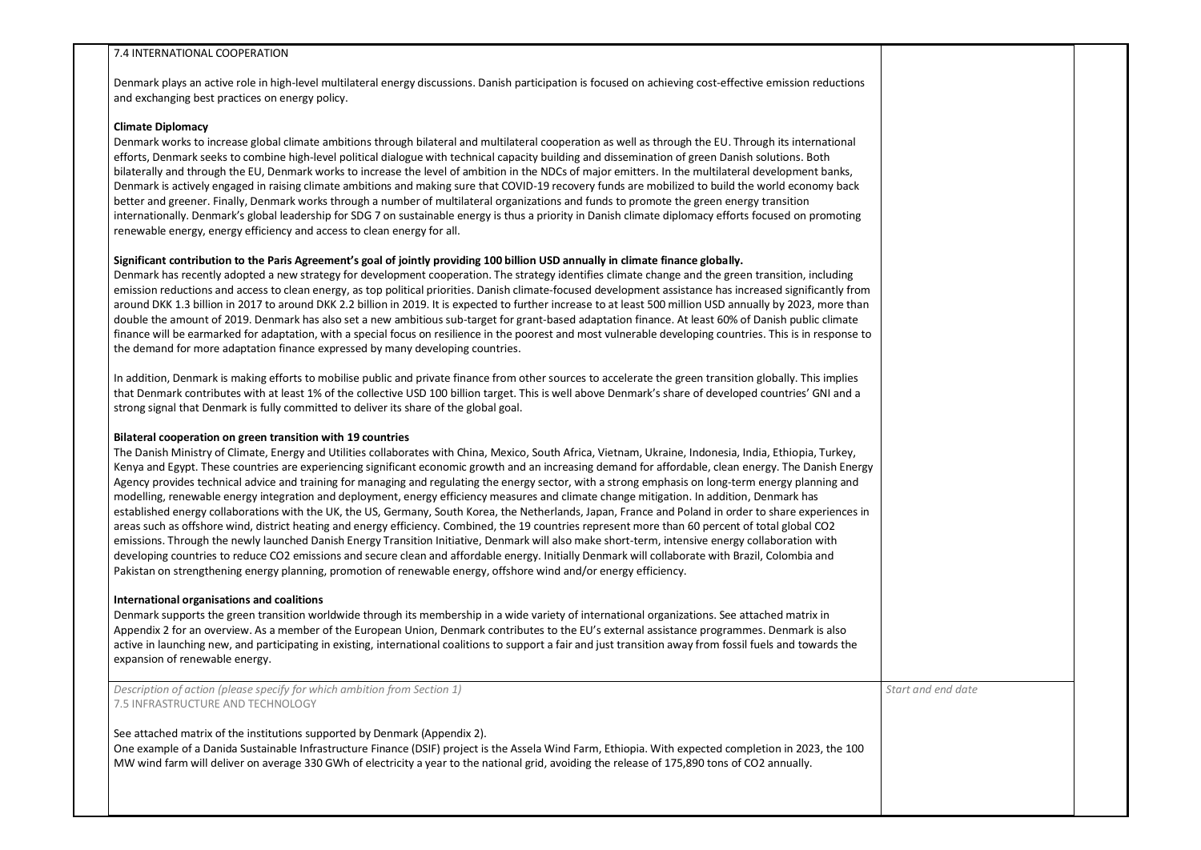7.4 INTERNATIONAL COOPERATION

Denmark plays an active role in high-level multilateral energy discussions. Danish participation is focused on achieving cost-effective emission reductions and exchanging best practices on energy policy.

**Climate Diplomacy**

Denmark works to increase global climate ambitions through bilateral and multilateral cooperation as well as through the EU. Through its international efforts, Denmark seeks to combine high-level political dialogue with technical capacity building and dissemination of green Danish solutions. Both bilaterally and through the EU, Denmark works to increase the level of ambition in the NDCs of major emitters. In the multilateral development banks, Denmark is actively engaged in raising climate ambitions and making sure that COVID-19 recovery funds are mobilized to build the world economy back better and greener. Finally, Denmark works through a number of multilateral organizations and funds to promote the green energy transition internationally. Denmark's global leadership for SDG 7 on sustainable energy is thus a priority in Danish climate diplomacy efforts focused on promoting renewable energy, energy efficiency and access to clean energy for all.

**Significant contribution to the Paris Agreement's goal of jointly providing 100 billion USD annually in climate finance globally.**

Denmark has recently adopted a new strategy for development cooperation. The strategy identifies climate change and the green transition, including emission reductions and access to clean energy, as top political priorities. Danish climate-focused development assistance has increased significantly from around DKK 1.3 billion in 2017 to around DKK 2.2 billion in 2019. It is expected to further increase to at least 500 million USD annually by 2023, more than double the amount of 2019. Denmark has also set a new ambitious sub-target for grant-based adaptation finance. At least 60% of Danish public climate finance will be earmarked for adaptation, with a special focus on resilience in the poorest and most vulnerable developing countries. This is in response to the demand for more adaptation finance expressed by many developing countries.

In addition, Denmark is making efforts to mobilise public and private finance from other sources to accelerate the green transition globally. This implies that Denmark contributes with at least 1% of the collective USD 100 billion target. This is well above Denmark's share of developed countries' GNI and a strong signal that Denmark is fully committed to deliver its share of the global goal.

**Bilateral cooperation on green transition with 19 countries**

The Danish Ministry of Climate, Energy and Utilities collaborates with China, Mexico, South Africa, Vietnam, Ukraine, Indonesia, India, Ethiopia, Turkey, Kenya and Egypt. These countries are experiencing significant economic growth and an increasing demand for affordable, clean energy. The Danish Energy Agency provides technical advice and training for managing and regulating the energy sector, with a strong emphasis on long-term energy planning and modelling, renewable energy integration and deployment, energy efficiency measures and climate change mitigation. In addition, Denmark has established energy collaborations with the UK, the US, Germany, South Korea, the Netherlands, Japan, France and Poland in order to share experiences in areas such as offshore wind, district heating and energy efficiency. Combined, the 19 countries represent more than 60 percent of total global $CO_2$ emissions. Through the newly launched Danish Energy Transition Initiative, Denmark will also make short-term, intensive energy collaboration with developing countries to reduce $CO_2$ emissions and secure clean and affordable energy. Initially Denmark will collaborate with Brazil, Colombia and Pakistan on strengthening energy planning, promotion of renewable energy, offshore wind and/or energy efficiency.

**International organisations and coalitions**

Denmark supports the green transition worldwide through its membership in a wide variety of international organizations. See attached matrix in Appendix 2 for an overview. As a member of the European Union, Denmark contributes to the EU's external assistance programmes. Denmark is also active in launching new, and participating in existing, international coalitions to support a fair and just transition away from fossil fuels and towards the expansion of renewable energy.

| *Description of action (please specify for which ambition from Section 1)* | *Start and end date* |
| --- | --- |
| 7.5 INFRASTRUCTURE AND TECHNOLOGY<br><br>See attached matrix of the institutions supported by Denmark (Appendix 2).<br>One example of a Danida Sustainable Infrastructure Finance (DSIF) project is the Assela Wind Farm, Ethiopia. With expected completion in 2023, the 100 MW wind farm will deliver on average 330 GWh of electricity a year to the national grid, avoiding the release of 175,890 tons of $CO_2$ annually. | |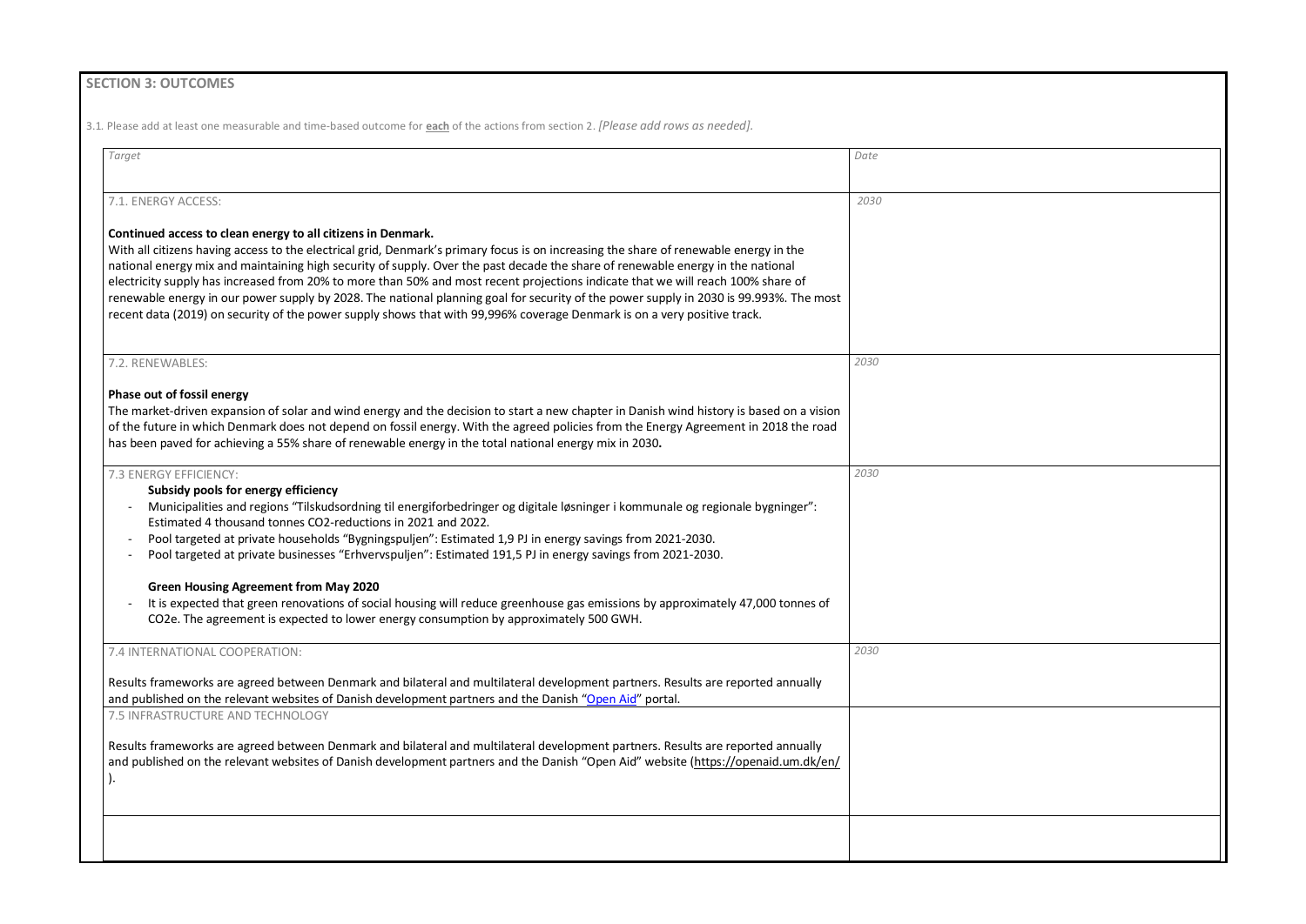**SECTION 3: OUTCOMES**

3.1. Please add at least one measurable and time-based outcome for **each** of the actions from section 2. *[Please add rows as needed].*

| *Target* | *Date* |
|---|---|
| 7.1. ENERGY ACCESS:<br><br>**Continued access to clean energy to all citizens in Denmark.**<br>With all citizens having access to the electrical grid, Denmark's primary focus is on increasing the share of renewable energy in the national energy mix and maintaining high security of supply. Over the past decade the share of renewable energy in the national electricity supply has increased from 20% to more than 50% and most recent projections indicate that we will reach 100% share of renewable energy in our power supply by 2028. The national planning goal for security of the power supply in 2030 is 99.993%. The most recent data (2019) on security of the power supply shows that with 99,996% coverage Denmark is on a very positive track. | *2030* |
| 7.2. RENEWABLES:<br><br>**Phase out of fossil energy**<br>The market-driven expansion of solar and wind energy and the decision to start a new chapter in Danish wind history is based on a vision of the future in which Denmark does not depend on fossil energy. With the agreed policies from the Energy Agreement in 2018 the road has been paved for achieving a 55% share of renewable energy in the total national energy mix in 2030**.** | *2030* |
| 7.3 ENERGY EFFICIENCY:<br>**Subsidy pools for energy efficiency**<br>- Municipalities and regions "Tilskudsordning til energiforbedringer og digitale løsninger i kommunale og regionale bygninger": Estimated 4 thousand tonnes CO2-reductions in 2021 and 2022.<br>- Pool targeted at private households "Bygningspuljen": Estimated 1,9 PJ in energy savings from 2021-2030.<br>- Pool targeted at private businesses "Erhvervspuljen": Estimated 191,5 PJ in energy savings from 2021-2030.<br><br>**Green Housing Agreement from May 2020**<br>- It is expected that green renovations of social housing will reduce greenhouse gas emissions by approximately 47,000 tonnes of CO2e. The agreement is expected to lower energy consumption by approximately 500 GWH. | *2030* |
| 7.4 INTERNATIONAL COOPERATION:<br><br>Results frameworks are agreed between Denmark and bilateral and multilateral development partners. Results are reported annually and published on the relevant websites of Danish development partners and the Danish "Open Aid" portal. | *2030* |
| 7.5 INFRASTRUCTURE AND TECHNOLOGY<br><br>Results frameworks are agreed between Denmark and bilateral and multilateral development partners. Results are reported annually and published on the relevant websites of Danish development partners and the Danish "Open Aid" website (https://openaid.um.dk/en/). | |
| | |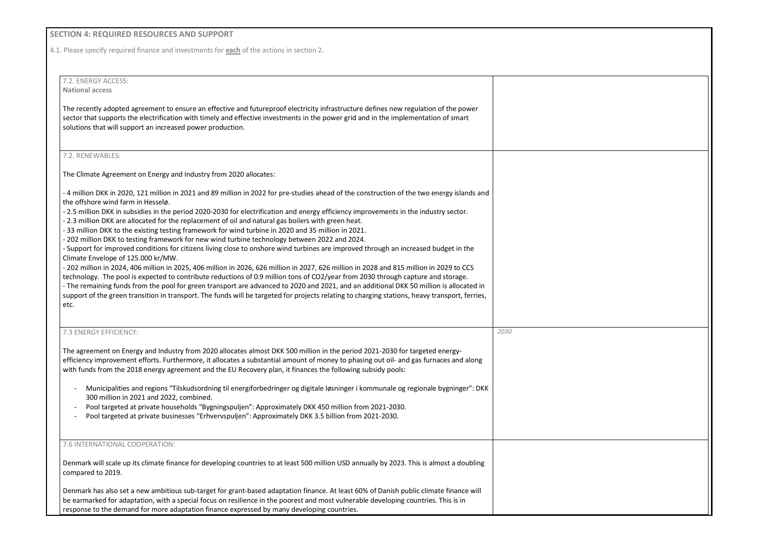**SECTION 4: REQUIRED RESOURCES AND SUPPORT**

4.1. Please specify required finance and investments for **each** of the actions in section 2.

| | |
|---|---|
| 7.2. ENERGY ACCESS:<br>**National access**<br><br>The recently adopted agreement to ensure an effective and futureproof electricity infrastructure defines new regulation of the power sector that supports the electrification with timely and effective investments in the power grid and in the implementation of smart solutions that will support an increased power production. | |
| 7.2. RENEWABLES:<br><br>The Climate Agreement on Energy and Industry from 2020 allocates:<br><br>- 4 million DKK in 2020, 121 million in 2021 and 89 million in 2022 for pre-studies ahead of the construction of the two energy islands and the offshore wind farm in Hesselø.<br>- 2.5 million DKK in subsidies in the period 2020-2030 for electrification and energy efficiency improvements in the industry sector.<br>- 2.3 million DKK are allocated for the replacement of oil and natural gas boilers with green heat.<br>- 33 million DKK to the existing testing framework for wind turbine in 2020 and 35 million in 2021.<br>- 202 million DKK to testing framework for new wind turbine technology between 2022 and 2024.<br>- Support for improved conditions for citizens living close to onshore wind turbines are improved through an increased budget in the Climate Envelope of 125.000 kr/MW.<br>- 202 million in 2024, 406 million in 2025, 406 million in 2026, 626 million in 2027, 626 million in 2028 and 815 million in 2029 to CCS technology. The pool is expected to contribute reductions of 0.9 million tons of CO2/year from 2030 through capture and storage.<br>- The remaining funds from the pool for green transport are advanced to 2020 and 2021, and an additional DKK 50 million is allocated in support of the green transition in transport. The funds will be targeted for projects relating to charging stations, heavy transport, ferries, etc. | |
| 7.3 ENERGY EFFICIENCY:<br><br>The agreement on Energy and Industry from 2020 allocates almost DKK 500 million in the period 2021-2030 for targeted energy-efficiency improvement efforts. Furthermore, it allocates a substantial amount of money to phasing out oil- and gas furnaces and along with funds from the 2018 energy agreement and the EU Recovery plan, it finances the following subsidy pools:<br><br>- Municipalities and regions "Tilskudsordning til energiforbedringer og digitale løsninger i kommunale og regionale bygninger": DKK 300 million in 2021 and 2022, combined.<br>- Pool targeted at private households "Bygningspuljen": Approximately DKK 450 million from 2021-2030.<br>- Pool targeted at private businesses "Erhvervspuljen": Approximately DKK 3.5 billion from 2021-2030. | *2030* |
| 7.6 INTERNATIONAL COOPERATION:<br><br>Denmark will scale up its climate finance for developing countries to at least 500 million USD annually by 2023. This is almost a doubling compared to 2019.<br><br>Denmark has also set a new ambitious sub-target for grant-based adaptation finance. At least 60% of Danish public climate finance will be earmarked for adaptation, with a special focus on resilience in the poorest and most vulnerable developing countries. This is in response to the demand for more adaptation finance expressed by many developing countries. | |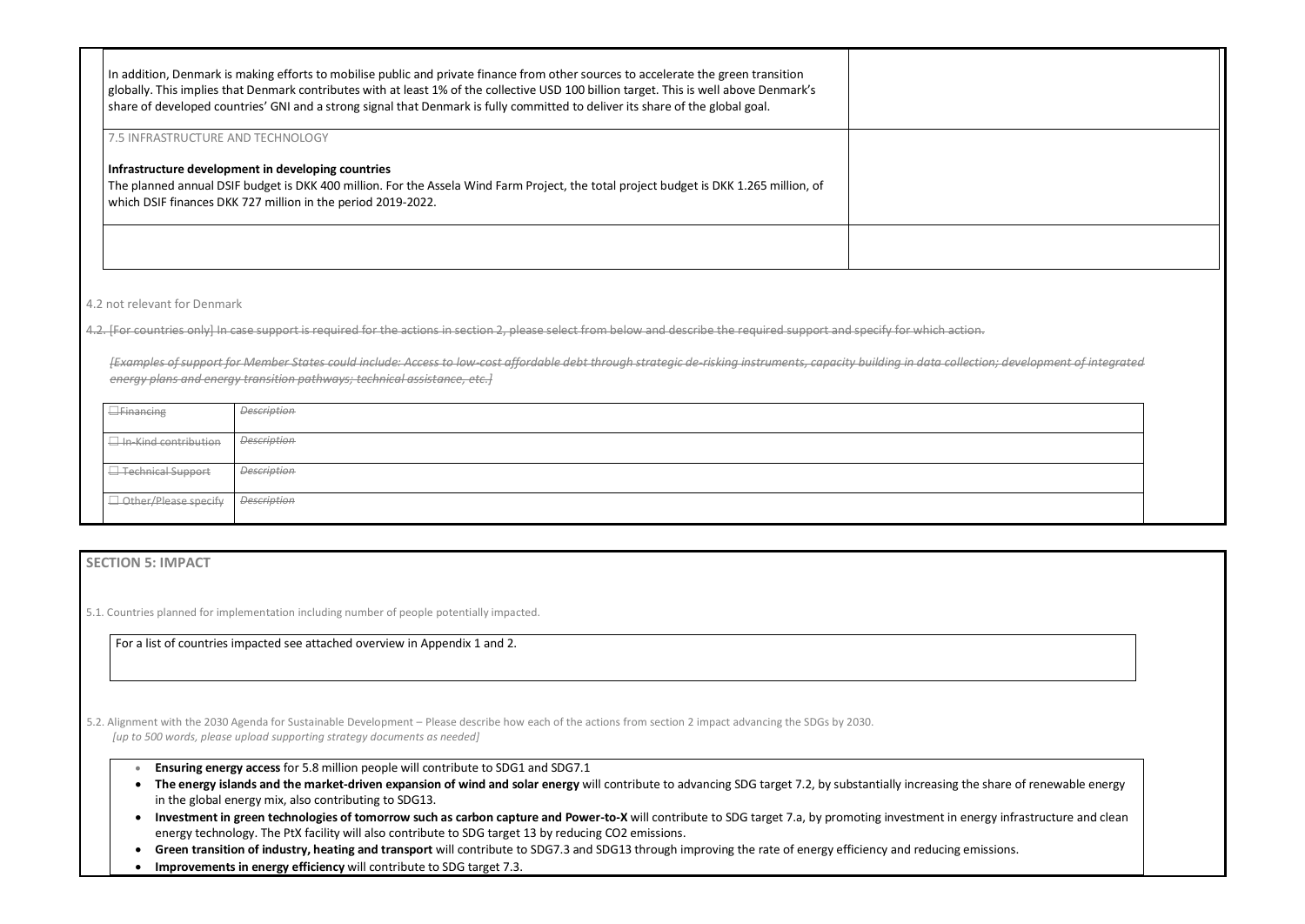| | |
|---|---|
| In addition, Denmark is making efforts to mobilise public and private finance from other sources to accelerate the green transition globally. This implies that Denmark contributes with at least 1% of the collective USD 100 billion target. This is well above Denmark's share of developed countries' GNI and a strong signal that Denmark is fully committed to deliver its share of the global goal. | |
| 7.5 INFRASTRUCTURE AND TECHNOLOGY<br><br>**Infrastructure development in developing countries**<br>The planned annual DSIF budget is DKK 400 million. For the Assela Wind Farm Project, the total project budget is DKK 1.265 million, of which DSIF finances DKK 727 million in the period 2019-2022. | |
| | |

4.2 not relevant for Denmark

~~4.2. [For countries only] In case support is required for the actions in section 2, please select from below and describe the required support and specify for which action.~~

~~*[Examples of support for Member States could include: Access to low-cost affordable debt through strategic de-risking instruments, capacity building in data collection; development of integrated energy plans and energy transition pathways; technical assistance, etc.]*~~

| | |
|---|---|
| ~~☐Financing~~ | ~~*Description*~~ |
| ~~☐ In-Kind contribution~~ | ~~*Description*~~ |
| ~~☐ Technical Support~~ | ~~*Description*~~ |
| ~~☐ Other/Please specify~~ | ~~*Description*~~ |

## SECTION 5: IMPACT

5.1. Countries planned for implementation including number of people potentially impacted.

For a list of countries impacted see attached overview in Appendix 1 and 2.

5.2. Alignment with the 2030 Agenda for Sustainable Development – Please describe how each of the actions from section 2 impact advancing the SDGs by 2030.
*[up to 500 words, please upload supporting strategy documents as needed]*

- **Ensuring energy access** for 5.8 million people will contribute to SDG1 and SDG7.1
- **The energy islands and the market-driven expansion of wind and solar energy** will contribute to advancing SDG target 7.2, by substantially increasing the share of renewable energy in the global energy mix, also contributing to SDG13.
- **Investment in green technologies of tomorrow such as carbon capture and Power-to-X** will contribute to SDG target 7.a, by promoting investment in energy infrastructure and clean energy technology. The PtX facility will also contribute to SDG target 13 by reducing CO2 emissions.
- **Green transition of industry, heating and transport** will contribute to SDG7.3 and SDG13 through improving the rate of energy efficiency and reducing emissions.
- **Improvements in energy efficiency** will contribute to SDG target 7.3.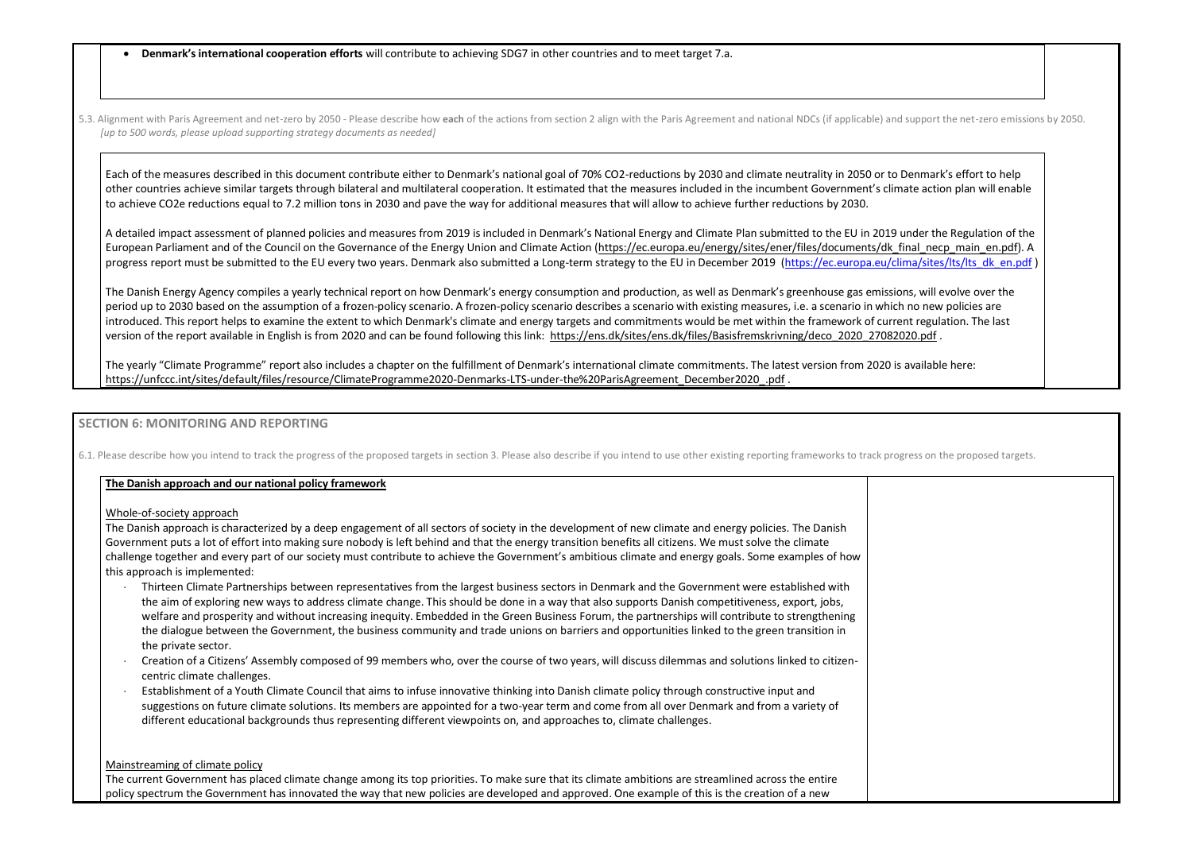- **Denmark's international cooperation efforts** will contribute to achieving SDG7 in other countries and to meet target 7.a.

5.3. Alignment with Paris Agreement and net-zero by 2050 - Please describe how **each** of the actions from section 2 align with the Paris Agreement and national NDCs (if applicable) and support the net-zero emissions by 2050. *[up to 500 words, please upload supporting strategy documents as needed]*

Each of the measures described in this document contribute either to Denmark's national goal of 70% CO2-reductions by 2030 and climate neutrality in 2050 or to Denmark's effort to help other countries achieve similar targets through bilateral and multilateral cooperation. It estimated that the measures included in the incumbent Government's climate action plan will enable to achieve CO2e reductions equal to 7.2 million tons in 2030 and pave the way for additional measures that will allow to achieve further reductions by 2030.

A detailed impact assessment of planned policies and measures from 2019 is included in Denmark's National Energy and Climate Plan submitted to the EU in 2019 under the Regulation of the European Parliament and of the Council on the Governance of the Energy Union and Climate Action (https://ec.europa.eu/energy/sites/ener/files/documents/dk_final_necp_main_en.pdf). A progress report must be submitted to the EU every two years. Denmark also submitted a Long-term strategy to the EU in December 2019 (https://ec.europa.eu/clima/sites/lts/lts_dk_en.pdf )

The Danish Energy Agency compiles a yearly technical report on how Denmark's energy consumption and production, as well as Denmark's greenhouse gas emissions, will evolve over the period up to 2030 based on the assumption of a frozen-policy scenario. A frozen-policy scenario describes a scenario with existing measures, i.e. a scenario in which no new policies are introduced. This report helps to examine the extent to which Denmark's climate and energy targets and commitments would be met within the framework of current regulation. The last version of the report available in English is from 2020 and can be found following this link: https://ens.dk/sites/ens.dk/files/Basisfremskrivning/deco_2020_27082020.pdf .

The yearly "Climate Programme" report also includes a chapter on the fulfillment of Denmark's international climate commitments. The latest version from 2020 is available here: https://unfccc.int/sites/default/files/resource/ClimateProgramme2020-Denmarks-LTS-under-the%20ParisAgreement_December2020_.pdf .

## SECTION 6: MONITORING AND REPORTING

6.1. Please describe how you intend to track the progress of the proposed targets in section 3. Please also describe if you intend to use other existing reporting frameworks to track progress on the proposed targets.

**The Danish approach and our national policy framework**

Whole-of-society approach

The Danish approach is characterized by a deep engagement of all sectors of society in the development of new climate and energy policies. The Danish Government puts a lot of effort into making sure nobody is left behind and that the energy transition benefits all citizens. We must solve the climate challenge together and every part of our society must contribute to achieve the Government's ambitious climate and energy goals. Some examples of how this approach is implemented:

- Thirteen Climate Partnerships between representatives from the largest business sectors in Denmark and the Government were established with the aim of exploring new ways to address climate change. This should be done in a way that also supports Danish competitiveness, export, jobs, welfare and prosperity and without increasing inequity. Embedded in the Green Business Forum, the partnerships will contribute to strengthening the dialogue between the Government, the business community and trade unions on barriers and opportunities linked to the green transition in the private sector.
- Creation of a Citizens' Assembly composed of 99 members who, over the course of two years, will discuss dilemmas and solutions linked to citizen-centric climate challenges.
- Establishment of a Youth Climate Council that aims to infuse innovative thinking into Danish climate policy through constructive input and suggestions on future climate solutions. Its members are appointed for a two-year term and come from all over Denmark and from a variety of different educational backgrounds thus representing different viewpoints on, and approaches to, climate challenges.

Mainstreaming of climate policy

The current Government has placed climate change among its top priorities. To make sure that its climate ambitions are streamlined across the entire policy spectrum the Government has innovated the way that new policies are developed and approved. One example of this is the creation of a new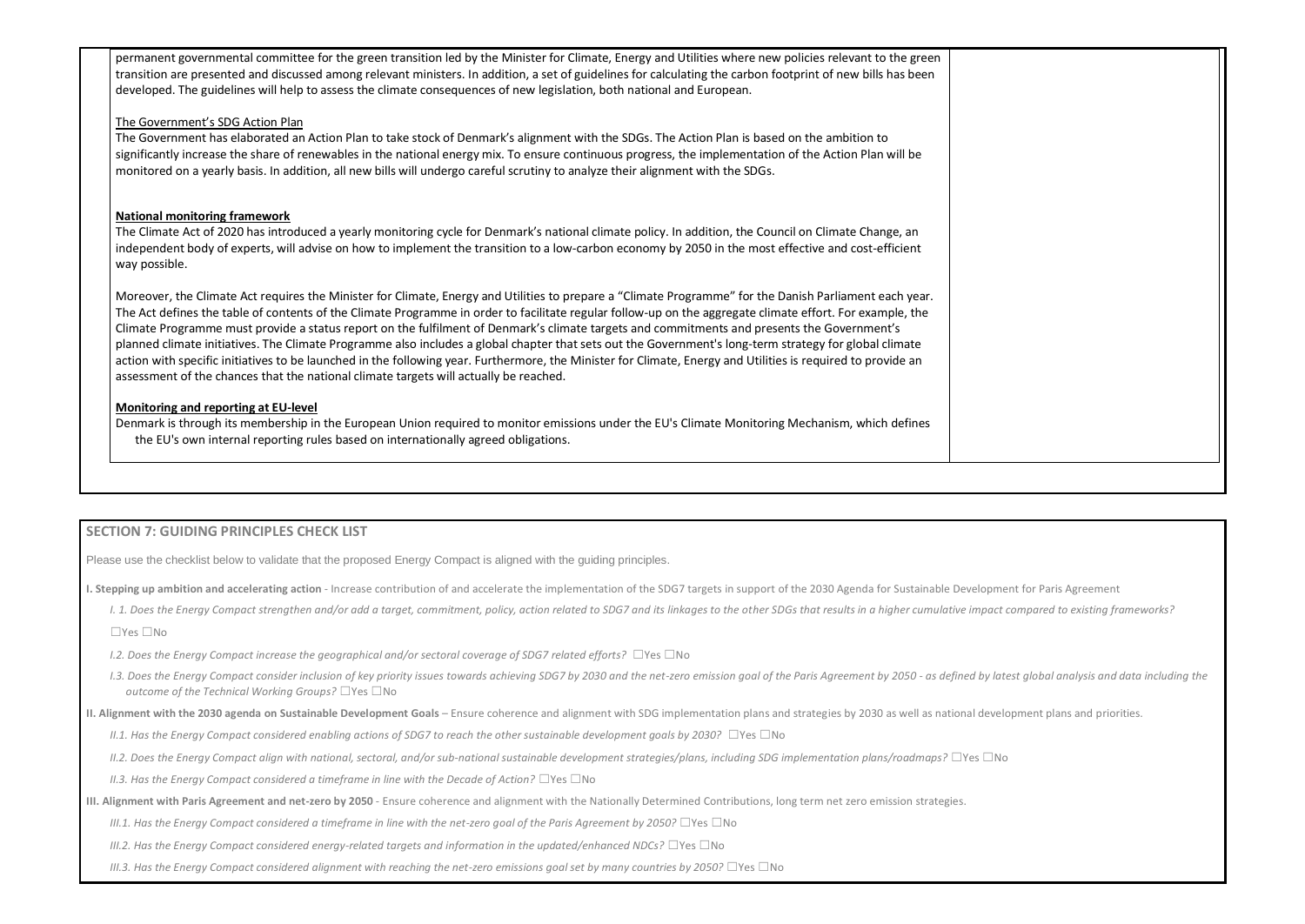permanent governmental committee for the green transition led by the Minister for Climate, Energy and Utilities where new policies relevant to the green transition are presented and discussed among relevant ministers. In addition, a set of guidelines for calculating the carbon footprint of new bills has been developed. The guidelines will help to assess the climate consequences of new legislation, both national and European.

The Government's SDG Action Plan

The Government has elaborated an Action Plan to take stock of Denmark's alignment with the SDGs. The Action Plan is based on the ambition to significantly increase the share of renewables in the national energy mix. To ensure continuous progress, the implementation of the Action Plan will be monitored on a yearly basis. In addition, all new bills will undergo careful scrutiny to analyze their alignment with the SDGs.

**National monitoring framework**

The Climate Act of 2020 has introduced a yearly monitoring cycle for Denmark's national climate policy. In addition, the Council on Climate Change, an independent body of experts, will advise on how to implement the transition to a low-carbon economy by 2050 in the most effective and cost-efficient way possible.

Moreover, the Climate Act requires the Minister for Climate, Energy and Utilities to prepare a "Climate Programme" for the Danish Parliament each year. The Act defines the table of contents of the Climate Programme in order to facilitate regular follow-up on the aggregate climate effort. For example, the Climate Programme must provide a status report on the fulfilment of Denmark's climate targets and commitments and presents the Government's planned climate initiatives. The Climate Programme also includes a global chapter that sets out the Government's long-term strategy for global climate action with specific initiatives to be launched in the following year. Furthermore, the Minister for Climate, Energy and Utilities is required to provide an assessment of the chances that the national climate targets will actually be reached.

**Monitoring and reporting at EU-level**

Denmark is through its membership in the European Union required to monitor emissions under the EU's Climate Monitoring Mechanism, which defines the EU's own internal reporting rules based on internationally agreed obligations.

## SECTION 7: GUIDING PRINCIPLES CHECK LIST

Please use the checklist below to validate that the proposed Energy Compact is aligned with the guiding principles.

**I. Stepping up ambition and accelerating action** - Increase contribution of and accelerate the implementation of the SDG7 targets in support of the 2030 Agenda for Sustainable Development for Paris Agreement

*I. 1. Does the Energy Compact strengthen and/or add a target, commitment, policy, action related to SDG7 and its linkages to the other SDGs that results in a higher cumulative impact compared to existing frameworks?*

☐Yes ☐No

*I.2. Does the Energy Compact increase the geographical and/or sectoral coverage of SDG7 related efforts?* ☐Yes ☐No

*I.3. Does the Energy Compact consider inclusion of key priority issues towards achieving SDG7 by 2030 and the net-zero emission goal of the Paris Agreement by 2050 - as defined by latest global analysis and data including the outcome of the Technical Working Groups?* ☐Yes ☐No

**II. Alignment with the 2030 agenda on Sustainable Development Goals** – Ensure coherence and alignment with SDG implementation plans and strategies by 2030 as well as national development plans and priorities.

*II.1. Has the Energy Compact considered enabling actions of SDG7 to reach the other sustainable development goals by 2030?* ☐Yes ☐No

*II.2. Does the Energy Compact align with national, sectoral, and/or sub-national sustainable development strategies/plans, including SDG implementation plans/roadmaps?* ☐Yes ☐No

*II.3. Has the Energy Compact considered a timeframe in line with the Decade of Action?* ☐Yes ☐No

**III. Alignment with Paris Agreement and net-zero by 2050** - Ensure coherence and alignment with the Nationally Determined Contributions, long term net zero emission strategies.

*III.1. Has the Energy Compact considered a timeframe in line with the net-zero goal of the Paris Agreement by 2050?* ☐Yes ☐No

*III.2. Has the Energy Compact considered energy-related targets and information in the updated/enhanced NDCs?* ☐Yes ☐No

*III.3. Has the Energy Compact considered alignment with reaching the net-zero emissions goal set by many countries by 2050?* ☐Yes ☐No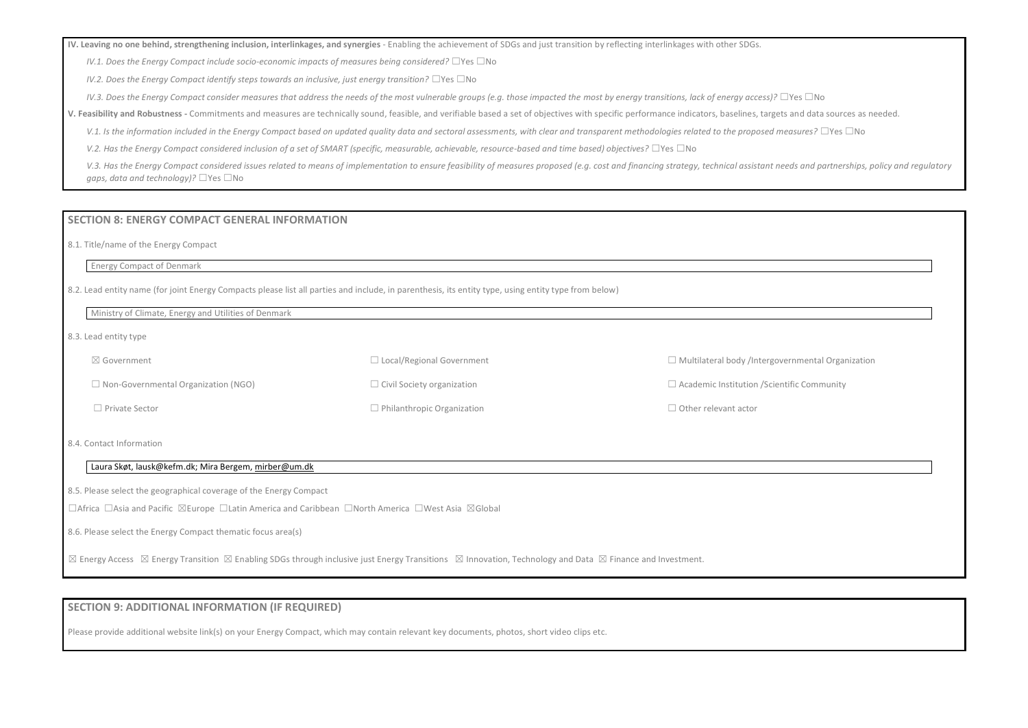**IV. Leaving no one behind, strengthening inclusion, interlinkages, and synergies** - Enabling the achievement of SDGs and just transition by reflecting interlinkages with other SDGs.

*IV.1. Does the Energy Compact include socio-economic impacts of measures being considered?* ☐Yes ☐No

*IV.2. Does the Energy Compact identify steps towards an inclusive, just energy transition?* ☐Yes ☐No

*IV.3. Does the Energy Compact consider measures that address the needs of the most vulnerable groups (e.g. those impacted the most by energy transitions, lack of energy access)?* ☐Yes ☐No

**V. Feasibility and Robustness -** Commitments and measures are technically sound, feasible, and verifiable based a set of objectives with specific performance indicators, baselines, targets and data sources as needed.

*V.1. Is the information included in the Energy Compact based on updated quality data and sectoral assessments, with clear and transparent methodologies related to the proposed measures?* ☐Yes ☐No

*V.2. Has the Energy Compact considered inclusion of a set of SMART (specific, measurable, achievable, resource-based and time based) objectives?* ☐Yes ☐No

*V.3. Has the Energy Compact considered issues related to means of implementation to ensure feasibility of measures proposed (e.g. cost and financing strategy, technical assistant needs and partnerships, policy and regulatory gaps, data and technology)?* ☐Yes ☐No

## SECTION 8: ENERGY COMPACT GENERAL INFORMATION

8.1. Title/name of the Energy Compact

Energy Compact of Denmark

8.2. Lead entity name (for joint Energy Compacts please list all parties and include, in parenthesis, its entity type, using entity type from below)

Ministry of Climate, Energy and Utilities of Denmark

8.3. Lead entity type

| | | |
|---|---|---|
| ☒ Government | ☐ Local/Regional Government | ☐ Multilateral body /Intergovernmental Organization |
| ☐ Non-Governmental Organization (NGO) | ☐ Civil Society organization | ☐ Academic Institution /Scientific Community |
| ☐ Private Sector | ☐ Philanthropic Organization | ☐ Other relevant actor |

8.4. Contact Information

Laura Skøt, lausk@kefm.dk; Mira Bergem, mirber@um.dk

8.5. Please select the geographical coverage of the Energy Compact

☐Africa ☐Asia and Pacific ☒Europe ☐Latin America and Caribbean ☐North America ☐West Asia ☒Global

8.6. Please select the Energy Compact thematic focus area(s)

☒ Energy Access ☒ Energy Transition ☒ Enabling SDGs through inclusive just Energy Transitions ☒ Innovation, Technology and Data ☒ Finance and Investment.

## SECTION 9: ADDITIONAL INFORMATION (IF REQUIRED)

Please provide additional website link(s) on your Energy Compact, which may contain relevant key documents, photos, short video clips etc.